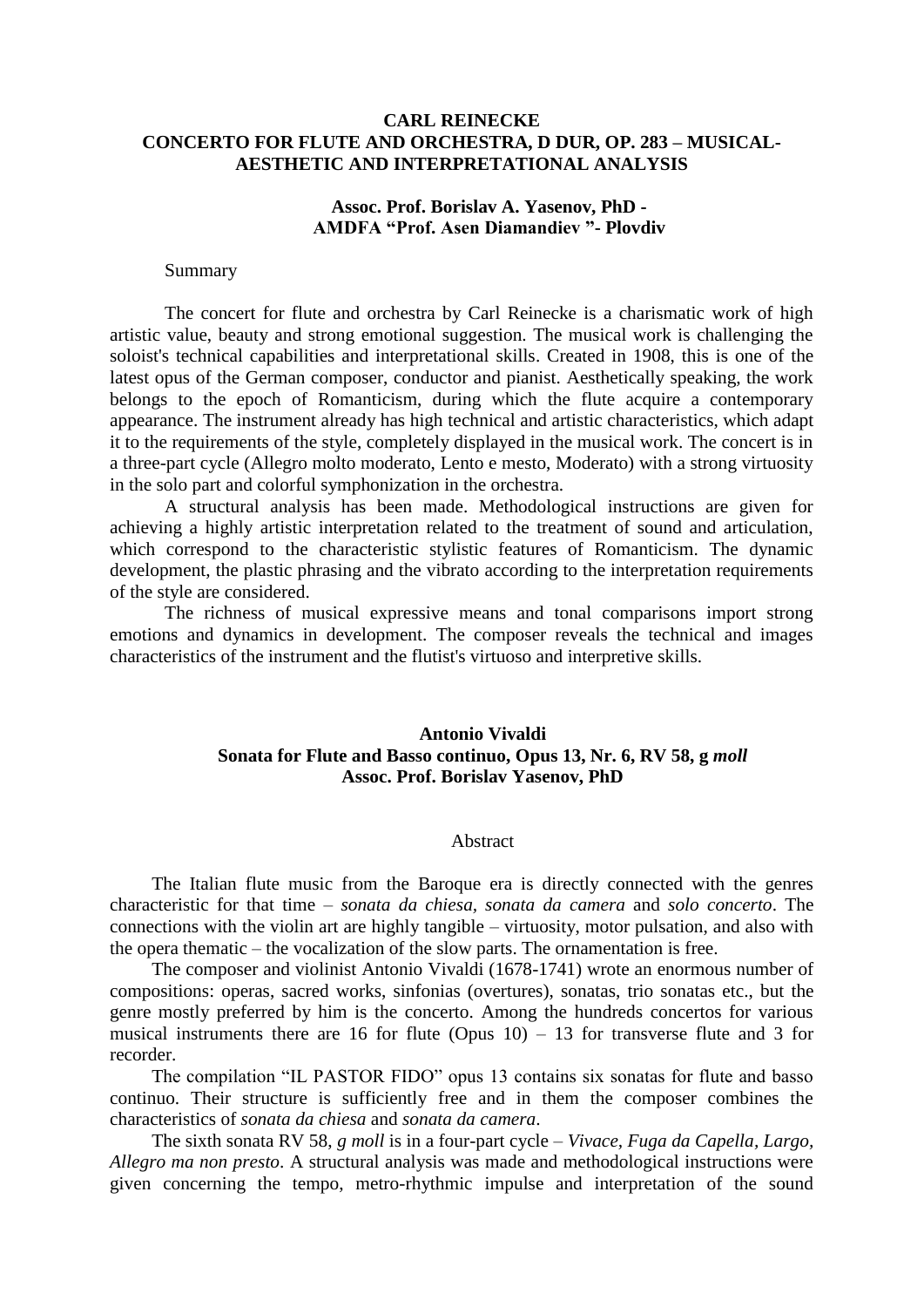# CARL REINECKE
# CONCERTO FOR FLUTE AND ORCHESTRA, D DUR, OP. 283 – MUSICAL-AESTHETIC AND INTERPRETATIONAL ANALYSIS

**Assoc. Prof. Borislav A. Yasenov, PhD -**
**AMDFA "Prof. Asen Diamandiev "- Plovdiv**

Summary

The concert for flute and orchestra by Carl Reinecke is a charismatic work of high artistic value, beauty and strong emotional suggestion. The musical work is challenging the soloist's technical capabilities and interpretational skills. Created in 1908, this is one of the latest opus of the German composer, conductor and pianist. Aesthetically speaking, the work belongs to the epoch of Romanticism, during which the flute acquire a contemporary appearance. The instrument already has high technical and artistic characteristics, which adapt it to the requirements of the style, completely displayed in the musical work. The concert is in a three-part cycle (Allegro molto moderato, Lento e mesto, Moderato) with a strong virtuosity in the solo part and colorful symphonization in the orchestra.

A structural analysis has been made. Methodological instructions are given for achieving a highly artistic interpretation related to the treatment of sound and articulation, which correspond to the characteristic stylistic features of Romanticism. The dynamic development, the plastic phrasing and the vibrato according to the interpretation requirements of the style are considered.

The richness of musical expressive means and tonal comparisons import strong emotions and dynamics in development. The composer reveals the technical and images characteristics of the instrument and the flutist's virtuoso and interpretive skills.

# Antonio Vivaldi
# Sonata for Flute and Basso continuo, Opus 13, Nr. 6, RV 58, g *moll*

**Assoc. Prof. Borislav Yasenov, PhD**

Abstract

The Italian flute music from the Baroque era is directly connected with the genres characteristic for that time – *sonata da chiesa*, *sonata da camera* and *solo concerto*. The connections with the violin art are highly tangible – virtuosity, motor pulsation, and also with the opera thematic – the vocalization of the slow parts. The ornamentation is free.

The composer and violinist Antonio Vivaldi (1678-1741) wrote an enormous number of compositions: operas, sacred works, sinfonias (overtures), sonatas, trio sonatas etc., but the genre mostly preferred by him is the concerto. Among the hundreds concertos for various musical instruments there are 16 for flute (Opus 10) – 13 for transverse flute and 3 for recorder.

The compilation "IL PASTOR FIDO" opus 13 contains six sonatas for flute and basso continuo. Their structure is sufficiently free and in them the composer combines the characteristics of *sonata da chiesa* and *sonata da camera*.

The sixth sonata RV 58, *g moll* is in a four-part cycle – *Vivace, Fuga da Capella, Largo, Allegro ma non presto*. A structural analysis was made and methodological instructions were given concerning the tempo, metro-rhythmic impulse and interpretation of the sound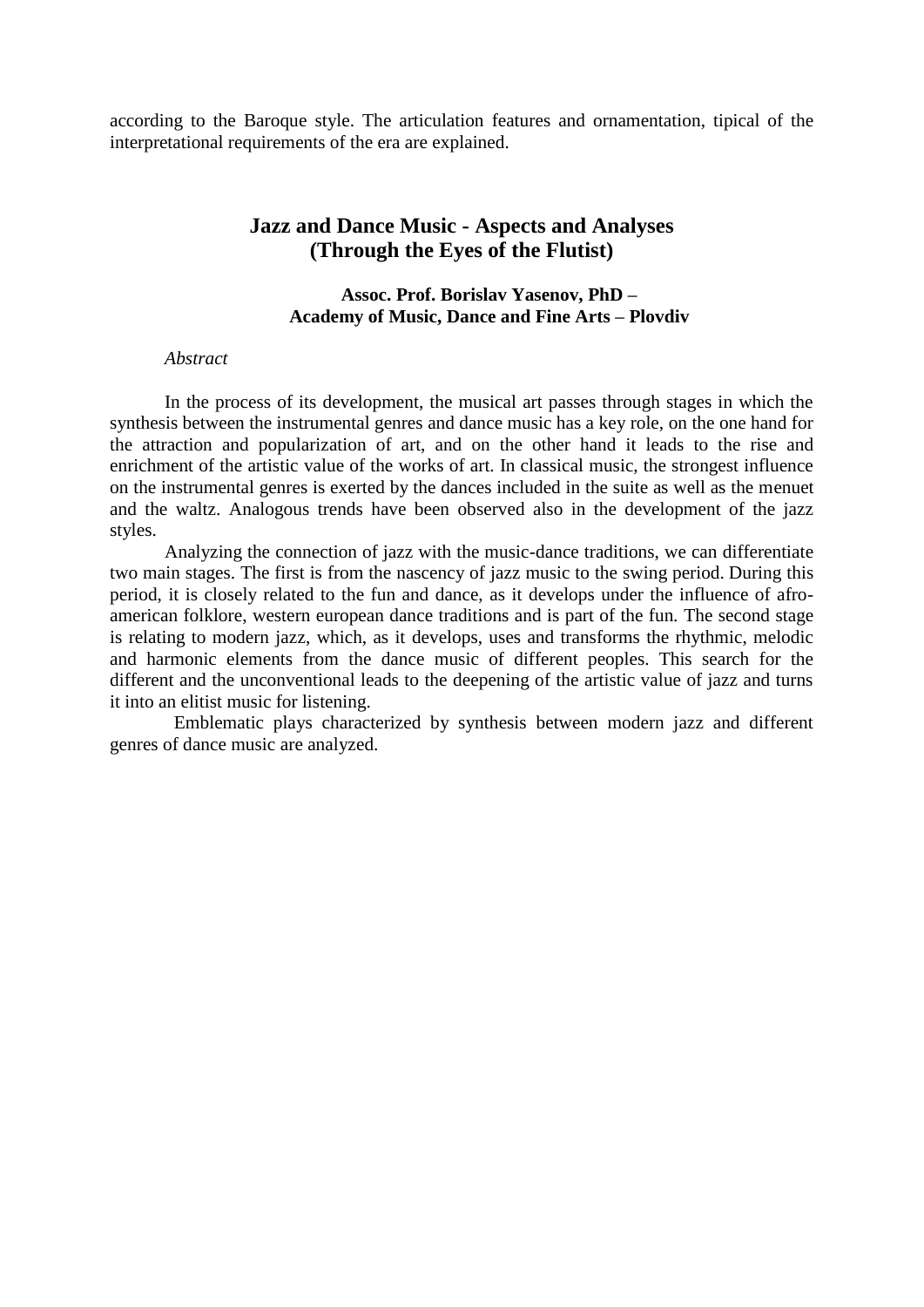according to the Baroque style. The articulation features and ornamentation, tipical of the interpretational requirements of the era are explained.

## Jazz and Dance Music - Aspects and Analyses (Through the Eyes of the Flutist)

**Assoc. Prof. Borislav Yasenov, PhD –**
**Academy of Music, Dance and Fine Arts – Plovdiv**

*Abstract*

In the process of its development, the musical art passes through stages in which the synthesis between the instrumental genres and dance music has a key role, on the one hand for the attraction and popularization of art, and on the other hand it leads to the rise and enrichment of the artistic value of the works of art. In classical music, the strongest influence on the instrumental genres is exerted by the dances included in the suite as well as the menuet and the waltz. Analogous trends have been observed also in the development of the jazz styles.

Analyzing the connection of jazz with the music-dance traditions, we can differentiate two main stages. The first is from the nascency of jazz music to the swing period. During this period, it is closely related to the fun and dance, as it develops under the influence of afro-american folklore, western european dance traditions and is part of the fun. The second stage is relating to modern jazz, which, as it develops, uses and transforms the rhythmic, melodic and harmonic elements from the dance music of different peoples. This search for the different and the unconventional leads to the deepening of the artistic value of jazz and turns it into an elitist music for listening.

Emblematic plays characterized by synthesis between modern jazz and different genres of dance music are analyzed.